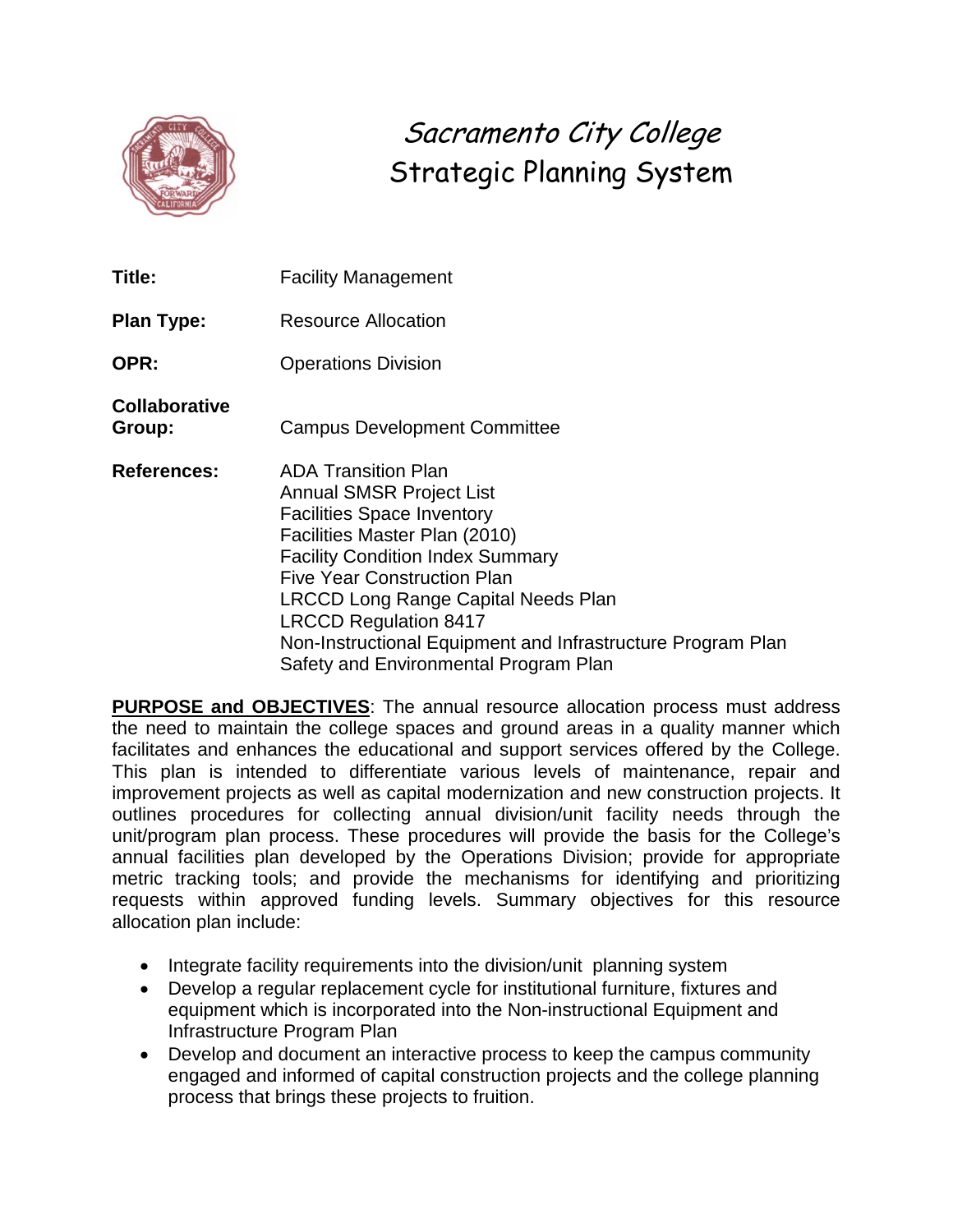# Sacramento City College
## Strategic Planning System

**Title:** Facility Management

**Plan Type:** Resource Allocation

**OPR:** Operations Division

**Collaborative Group:** Campus Development Committee

**References:**
ADA Transition Plan
Annual SMSR Project List
Facilities Space Inventory
Facilities Master Plan (2010)
Facility Condition Index Summary
Five Year Construction Plan
LRCCD Long Range Capital Needs Plan
LRCCD Regulation 8417
Non-Instructional Equipment and Infrastructure Program Plan
Safety and Environmental Program Plan

**PURPOSE and OBJECTIVES**: The annual resource allocation process must address the need to maintain the college spaces and ground areas in a quality manner which facilitates and enhances the educational and support services offered by the College. This plan is intended to differentiate various levels of maintenance, repair and improvement projects as well as capital modernization and new construction projects. It outlines procedures for collecting annual division/unit facility needs through the unit/program plan process. These procedures will provide the basis for the College's annual facilities plan developed by the Operations Division; provide for appropriate metric tracking tools; and provide the mechanisms for identifying and prioritizing requests within approved funding levels. Summary objectives for this resource allocation plan include:

- Integrate facility requirements into the division/unit planning system
- Develop a regular replacement cycle for institutional furniture, fixtures and equipment which is incorporated into the Non-instructional Equipment and Infrastructure Program Plan
- Develop and document an interactive process to keep the campus community engaged and informed of capital construction projects and the college planning process that brings these projects to fruition.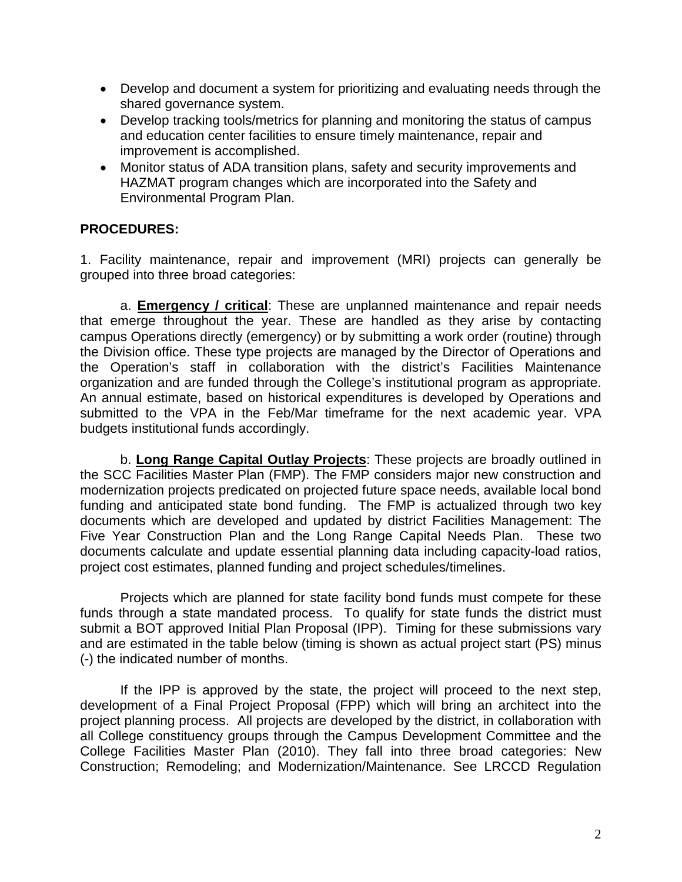- Develop and document a system for prioritizing and evaluating needs through the shared governance system.
- Develop tracking tools/metrics for planning and monitoring the status of campus and education center facilities to ensure timely maintenance, repair and improvement is accomplished.
- Monitor status of ADA transition plans, safety and security improvements and HAZMAT program changes which are incorporated into the Safety and Environmental Program Plan.

**PROCEDURES:**

1. Facility maintenance, repair and improvement (MRI) projects can generally be grouped into three broad categories:

a. **Emergency / critical**: These are unplanned maintenance and repair needs that emerge throughout the year. These are handled as they arise by contacting campus Operations directly (emergency) or by submitting a work order (routine) through the Division office. These type projects are managed by the Director of Operations and the Operation's staff in collaboration with the district's Facilities Maintenance organization and are funded through the College's institutional program as appropriate. An annual estimate, based on historical expenditures is developed by Operations and submitted to the VPA in the Feb/Mar timeframe for the next academic year. VPA budgets institutional funds accordingly.

b. **Long Range Capital Outlay Projects**: These projects are broadly outlined in the SCC Facilities Master Plan (FMP). The FMP considers major new construction and modernization projects predicated on projected future space needs, available local bond funding and anticipated state bond funding. The FMP is actualized through two key documents which are developed and updated by district Facilities Management: The Five Year Construction Plan and the Long Range Capital Needs Plan. These two documents calculate and update essential planning data including capacity-load ratios, project cost estimates, planned funding and project schedules/timelines.

Projects which are planned for state facility bond funds must compete for these funds through a state mandated process. To qualify for state funds the district must submit a BOT approved Initial Plan Proposal (IPP). Timing for these submissions vary and are estimated in the table below (timing is shown as actual project start (PS) minus (-) the indicated number of months.

If the IPP is approved by the state, the project will proceed to the next step, development of a Final Project Proposal (FPP) which will bring an architect into the project planning process. All projects are developed by the district, in collaboration with all College constituency groups through the Campus Development Committee and the College Facilities Master Plan (2010). They fall into three broad categories: New Construction; Remodeling; and Modernization/Maintenance. See LRCCD Regulation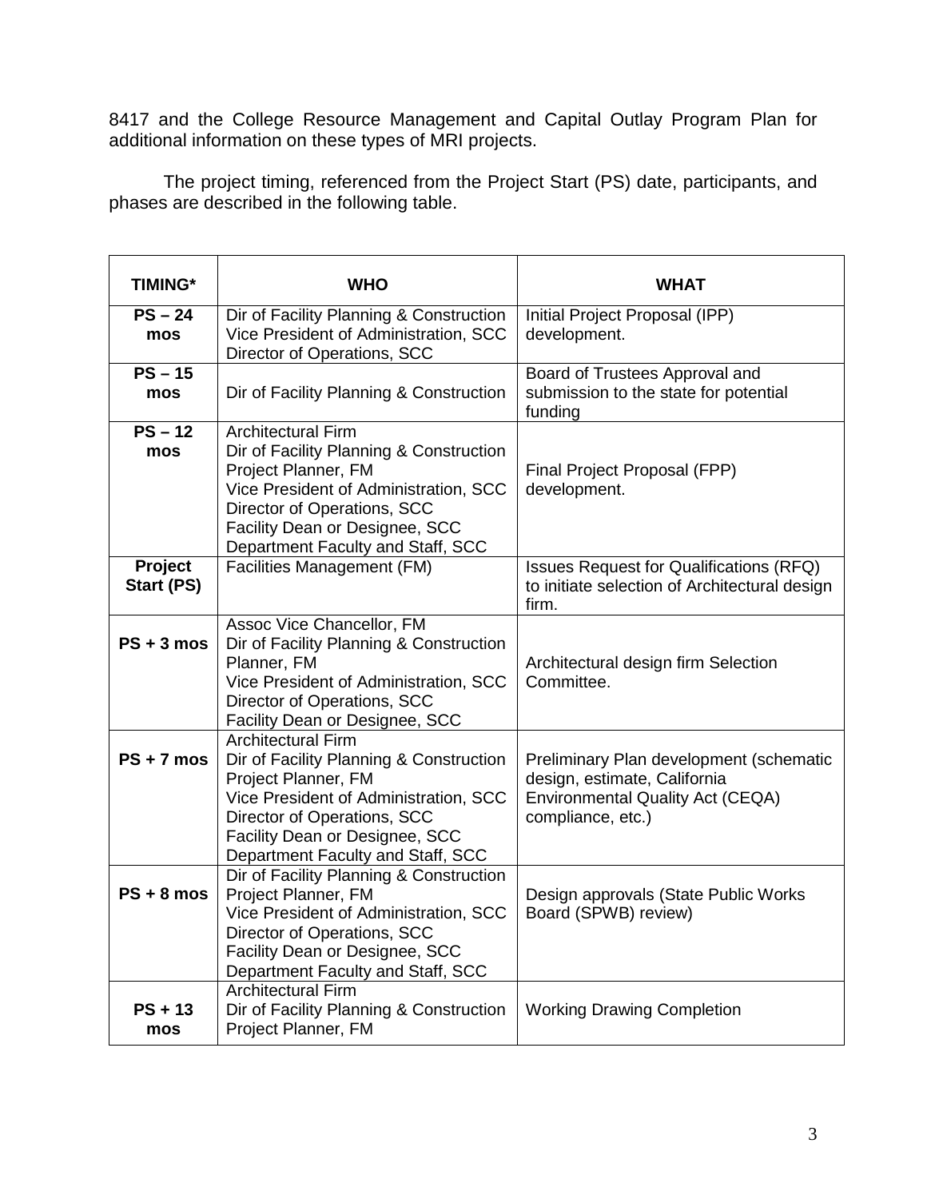8417 and the College Resource Management and Capital Outlay Program Plan for additional information on these types of MRI projects.

The project timing, referenced from the Project Start (PS) date, participants, and phases are described in the following table.

| TIMING* | WHO | WHAT |
|---|---|---|
| **PS – 24 mos** | Dir of Facility Planning & Construction<br>Vice President of Administration, SCC<br>Director of Operations, SCC | Initial Project Proposal (IPP) development. |
| **PS – 15 mos** | Dir of Facility Planning & Construction | Board of Trustees Approval and submission to the state for potential funding |
| **PS – 12 mos** | Architectural Firm<br>Dir of Facility Planning & Construction<br>Project Planner, FM<br>Vice President of Administration, SCC<br>Director of Operations, SCC<br>Facility Dean or Designee, SCC<br>Department Faculty and Staff, SCC | Final Project Proposal (FPP) development. |
| **Project Start (PS)** | Facilities Management (FM) | Issues Request for Qualifications (RFQ) to initiate selection of Architectural design firm. |
| **PS + 3 mos** | Assoc Vice Chancellor, FM<br>Dir of Facility Planning & Construction<br>Planner, FM<br>Vice President of Administration, SCC<br>Director of Operations, SCC<br>Facility Dean or Designee, SCC | Architectural design firm Selection Committee. |
| **PS + 7 mos** | Architectural Firm<br>Dir of Facility Planning & Construction<br>Project Planner, FM<br>Vice President of Administration, SCC<br>Director of Operations, SCC<br>Facility Dean or Designee, SCC<br>Department Faculty and Staff, SCC | Preliminary Plan development (schematic design, estimate, California Environmental Quality Act (CEQA) compliance, etc.) |
| **PS + 8 mos** | Dir of Facility Planning & Construction<br>Project Planner, FM<br>Vice President of Administration, SCC<br>Director of Operations, SCC<br>Facility Dean or Designee, SCC<br>Department Faculty and Staff, SCC | Design approvals (State Public Works Board (SPWB) review) |
| **PS + 13 mos** | Architectural Firm<br>Dir of Facility Planning & Construction<br>Project Planner, FM | Working Drawing Completion |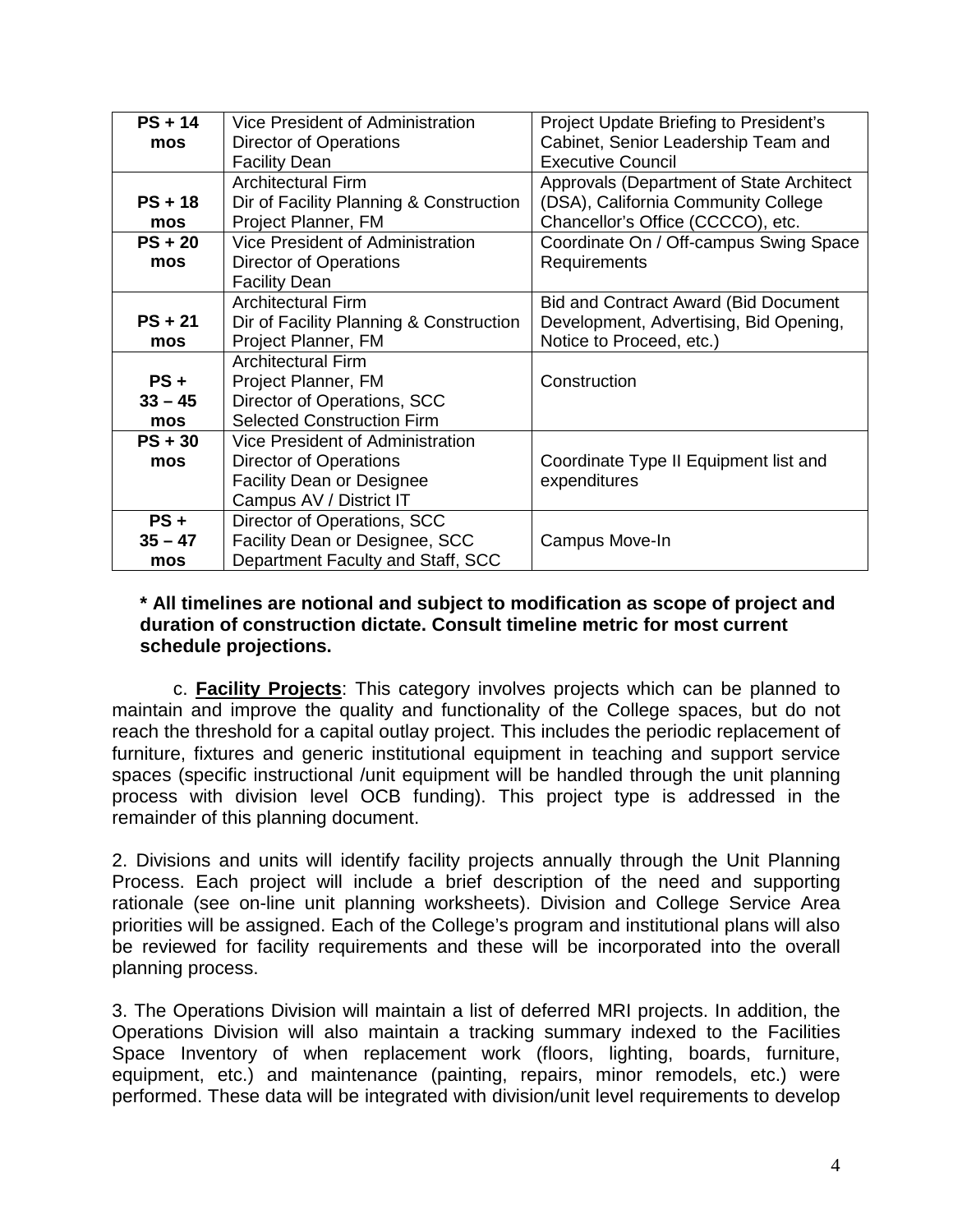| **PS + 14 mos** | Vice President of Administration<br>Director of Operations<br>Facility Dean | Project Update Briefing to President's Cabinet, Senior Leadership Team and Executive Council |
|---|---|---|
| **PS + 18 mos** | Architectural Firm<br>Dir of Facility Planning & Construction<br>Project Planner, FM | Approvals (Department of State Architect (DSA), California Community College Chancellor's Office (CCCCO), etc. |
| **PS + 20 mos** | Vice President of Administration<br>Director of Operations<br>Facility Dean | Coordinate On / Off-campus Swing Space Requirements |
| **PS + 21 mos** | Architectural Firm<br>Dir of Facility Planning & Construction<br>Project Planner, FM | Bid and Contract Award (Bid Document Development, Advertising, Bid Opening, Notice to Proceed, etc.) |
| **PS + 33 – 45 mos** | Architectural Firm<br>Project Planner, FM<br>Director of Operations, SCC<br>Selected Construction Firm | Construction |
| **PS + 30 mos** | Vice President of Administration<br>Director of Operations<br>Facility Dean or Designee<br>Campus AV / District IT | Coordinate Type II Equipment list and expenditures |
| **PS + 35 – 47 mos** | Director of Operations, SCC<br>Facility Dean or Designee, SCC<br>Department Faculty and Staff, SCC | Campus Move-In |

**\* All timelines are notional and subject to modification as scope of project and duration of construction dictate. Consult timeline metric for most current schedule projections.**

c. **Facility Projects**: This category involves projects which can be planned to maintain and improve the quality and functionality of the College spaces, but do not reach the threshold for a capital outlay project. This includes the periodic replacement of furniture, fixtures and generic institutional equipment in teaching and support service spaces (specific instructional /unit equipment will be handled through the unit planning process with division level OCB funding). This project type is addressed in the remainder of this planning document.

2. Divisions and units will identify facility projects annually through the Unit Planning Process. Each project will include a brief description of the need and supporting rationale (see on-line unit planning worksheets). Division and College Service Area priorities will be assigned. Each of the College's program and institutional plans will also be reviewed for facility requirements and these will be incorporated into the overall planning process.

3. The Operations Division will maintain a list of deferred MRI projects. In addition, the Operations Division will also maintain a tracking summary indexed to the Facilities Space Inventory of when replacement work (floors, lighting, boards, furniture, equipment, etc.) and maintenance (painting, repairs, minor remodels, etc.) were performed. These data will be integrated with division/unit level requirements to develop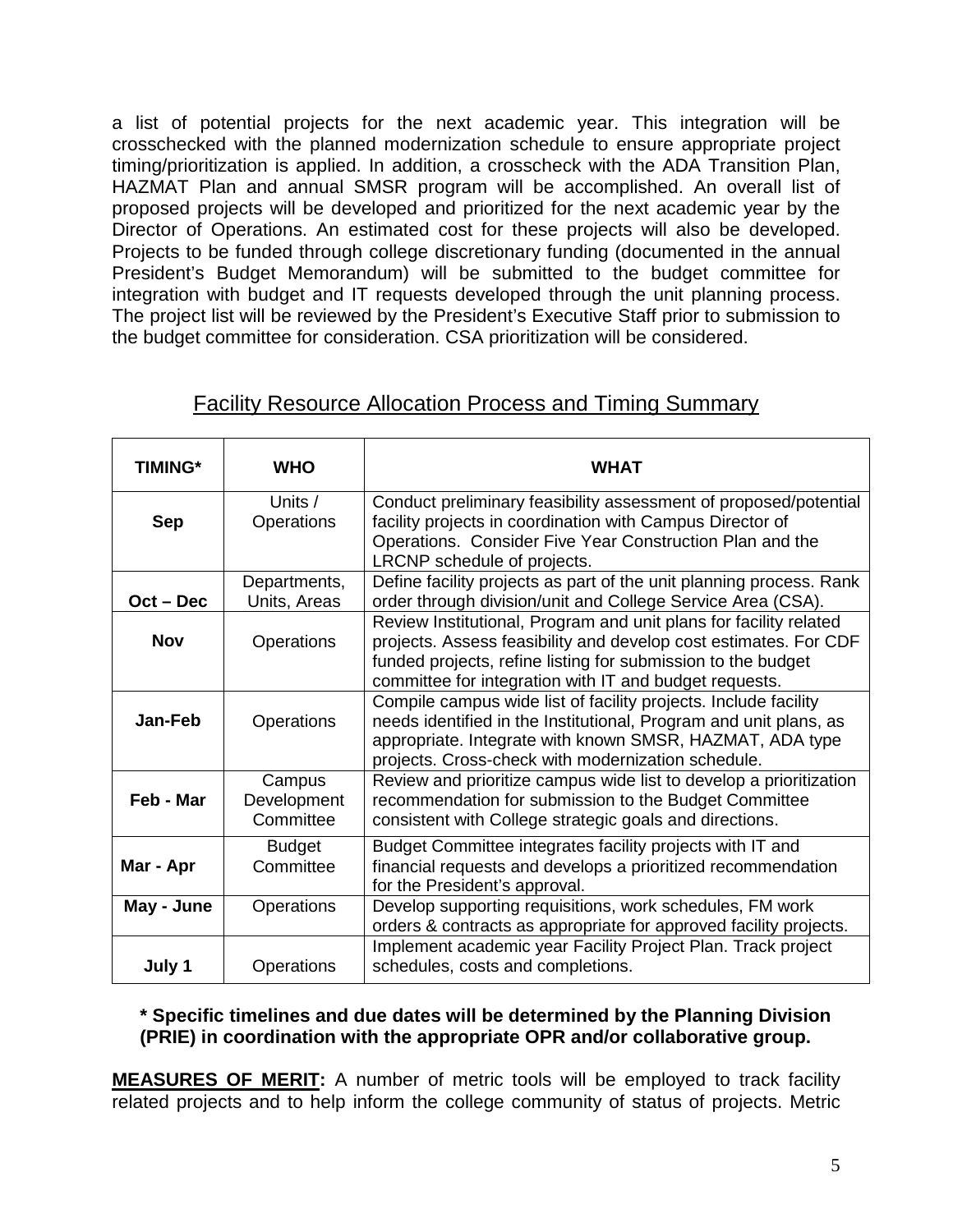a list of potential projects for the next academic year. This integration will be crosschecked with the planned modernization schedule to ensure appropriate project timing/prioritization is applied. In addition, a crosscheck with the ADA Transition Plan, HAZMAT Plan and annual SMSR program will be accomplished. An overall list of proposed projects will be developed and prioritized for the next academic year by the Director of Operations. An estimated cost for these projects will also be developed. Projects to be funded through college discretionary funding (documented in the annual President's Budget Memorandum) will be submitted to the budget committee for integration with budget and IT requests developed through the unit planning process. The project list will be reviewed by the President's Executive Staff prior to submission to the budget committee for consideration. CSA prioritization will be considered.

## Facility Resource Allocation Process and Timing Summary

| TIMING* | WHO | WHAT |
|---|---|---|
| **Sep** | Units / Operations | Conduct preliminary feasibility assessment of proposed/potential facility projects in coordination with Campus Director of Operations. Consider Five Year Construction Plan and the LRCNP schedule of projects. |
| **Oct – Dec** | Departments, Units, Areas | Define facility projects as part of the unit planning process. Rank order through division/unit and College Service Area (CSA). |
| **Nov** | Operations | Review Institutional, Program and unit plans for facility related projects. Assess feasibility and develop cost estimates. For CDF funded projects, refine listing for submission to the budget committee for integration with IT and budget requests. |
| **Jan-Feb** | Operations | Compile campus wide list of facility projects. Include facility needs identified in the Institutional, Program and unit plans, as appropriate. Integrate with known SMSR, HAZMAT, ADA type projects. Cross-check with modernization schedule. |
| **Feb - Mar** | Campus Development Committee | Review and prioritize campus wide list to develop a prioritization recommendation for submission to the Budget Committee consistent with College strategic goals and directions. |
| **Mar - Apr** | Budget Committee | Budget Committee integrates facility projects with IT and financial requests and develops a prioritized recommendation for the President's approval. |
| **May - June** | Operations | Develop supporting requisitions, work schedules, FM work orders & contracts as appropriate for approved facility projects. |
| **July 1** | Operations | Implement academic year Facility Project Plan. Track project schedules, costs and completions. |

**\* Specific timelines and due dates will be determined by the Planning Division (PRIE) in coordination with the appropriate OPR and/or collaborative group.**

**MEASURES OF MERIT:** A number of metric tools will be employed to track facility related projects and to help inform the college community of status of projects. Metric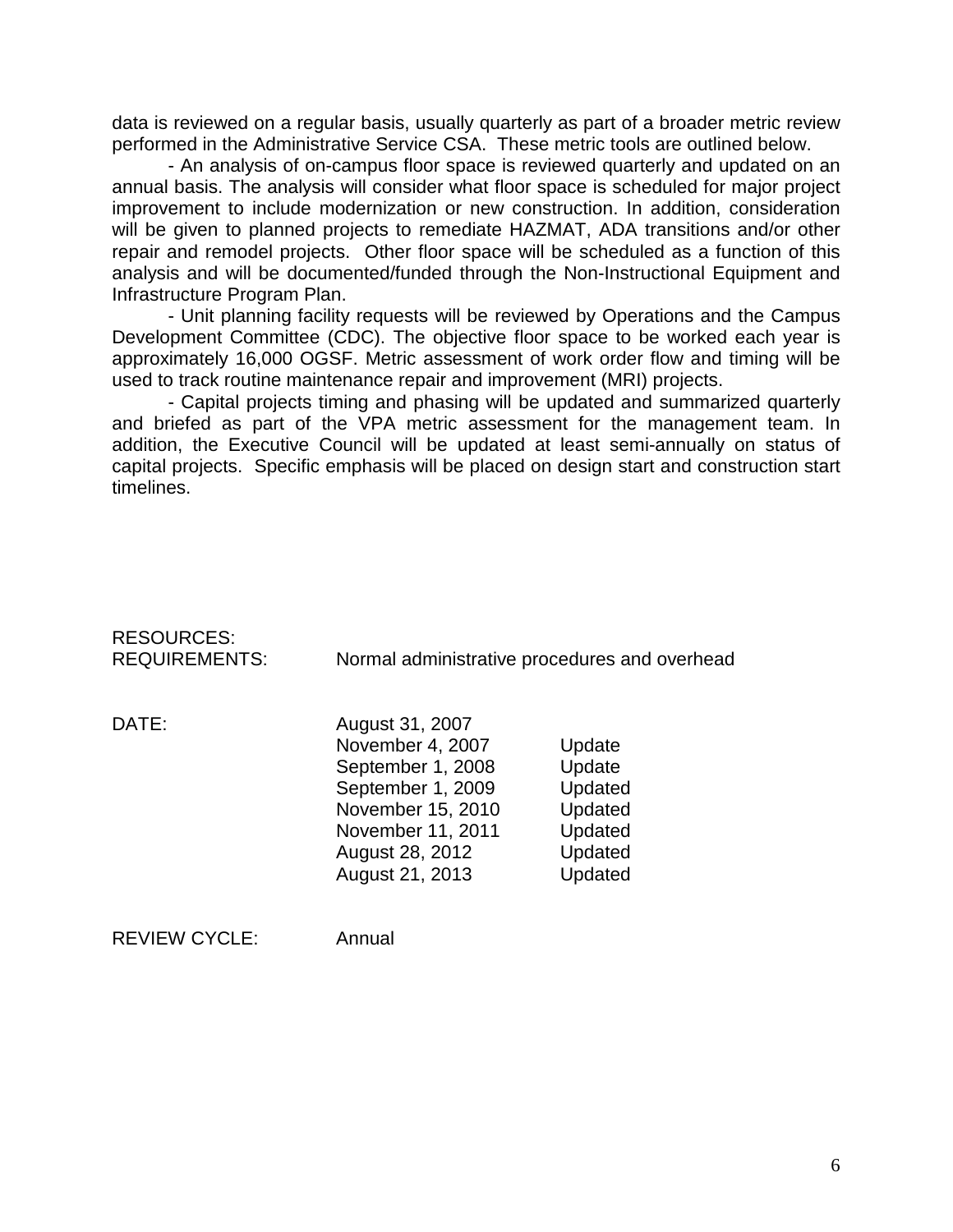data is reviewed on a regular basis, usually quarterly as part of a broader metric review performed in the Administrative Service CSA. These metric tools are outlined below.

- An analysis of on-campus floor space is reviewed quarterly and updated on an annual basis. The analysis will consider what floor space is scheduled for major project improvement to include modernization or new construction. In addition, consideration will be given to planned projects to remediate HAZMAT, ADA transitions and/or other repair and remodel projects. Other floor space will be scheduled as a function of this analysis and will be documented/funded through the Non-Instructional Equipment and Infrastructure Program Plan.

- Unit planning facility requests will be reviewed by Operations and the Campus Development Committee (CDC). The objective floor space to be worked each year is approximately 16,000 OGSF. Metric assessment of work order flow and timing will be used to track routine maintenance repair and improvement (MRI) projects.

- Capital projects timing and phasing will be updated and summarized quarterly and briefed as part of the VPA metric assessment for the management team. In addition, the Executive Council will be updated at least semi-annually on status of capital projects. Specific emphasis will be placed on design start and construction start timelines.

RESOURCES:
REQUIREMENTS: Normal administrative procedures and overhead

DATE:

| | |
|---|---|
| August 31, 2007 | |
| November 4, 2007 | Update |
| September 1, 2008 | Update |
| September 1, 2009 | Updated |
| November 15, 2010 | Updated |
| November 11, 2011 | Updated |
| August 28, 2012 | Updated |
| August 21, 2013 | Updated |

REVIEW CYCLE: Annual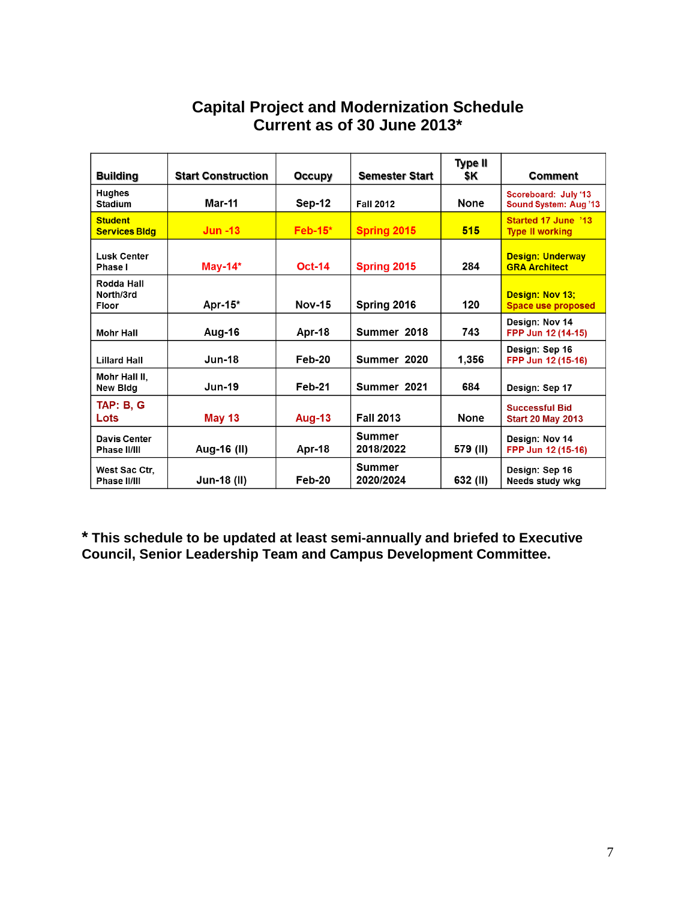# Capital Project and Modernization Schedule
## Current as of 30 June 2013*

| Building | Start Construction | Occupy | Semester Start | Type II $K | Comment |
|---|---|---|---|---|---|
| Hughes Stadium | Mar-11 | Sep-12 | Fall 2012 | None | Scoreboard: July '13 Sound System: Aug '13 |
| Student Services Bldg | Jun -13 | Feb-15* | Spring 2015 | 515 | Started 17 June '13 Type II working |
| Lusk Center Phase I | May-14* | Oct-14 | Spring 2015 | 284 | Design: Underway GRA Architect |
| Rodda Hall North/3rd Floor | Apr-15* | Nov-15 | Spring 2016 | 120 | Design: Nov 13; Space use proposed |
| Mohr Hall | Aug-16 | Apr-18 | Summer 2018 | 743 | Design: Nov 14 FPP Jun 12 (14-15) |
| Lillard Hall | Jun-18 | Feb-20 | Summer 2020 | 1,356 | Design: Sep 16 FPP Jun 12 (15-16) |
| Mohr Hall II, New Bldg | Jun-19 | Feb-21 | Summer 2021 | 684 | Design: Sep 17 |
| TAP: B, G Lots | May 13 | Aug-13 | Fall 2013 | None | Successful Bid Start 20 May 2013 |
| Davis Center Phase II/III | Aug-16 (II) | Apr-18 | Summer 2018/2022 | 579 (II) | Design: Nov 14 FPP Jun 12 (15-16) |
| West Sac Ctr, Phase II/III | Jun-18 (II) | Feb-20 | Summer 2020/2024 | 632 (II) | Design: Sep 16 Needs study wkg |

**\* This schedule to be updated at least semi-annually and briefed to Executive Council, Senior Leadership Team and Campus Development Committee.**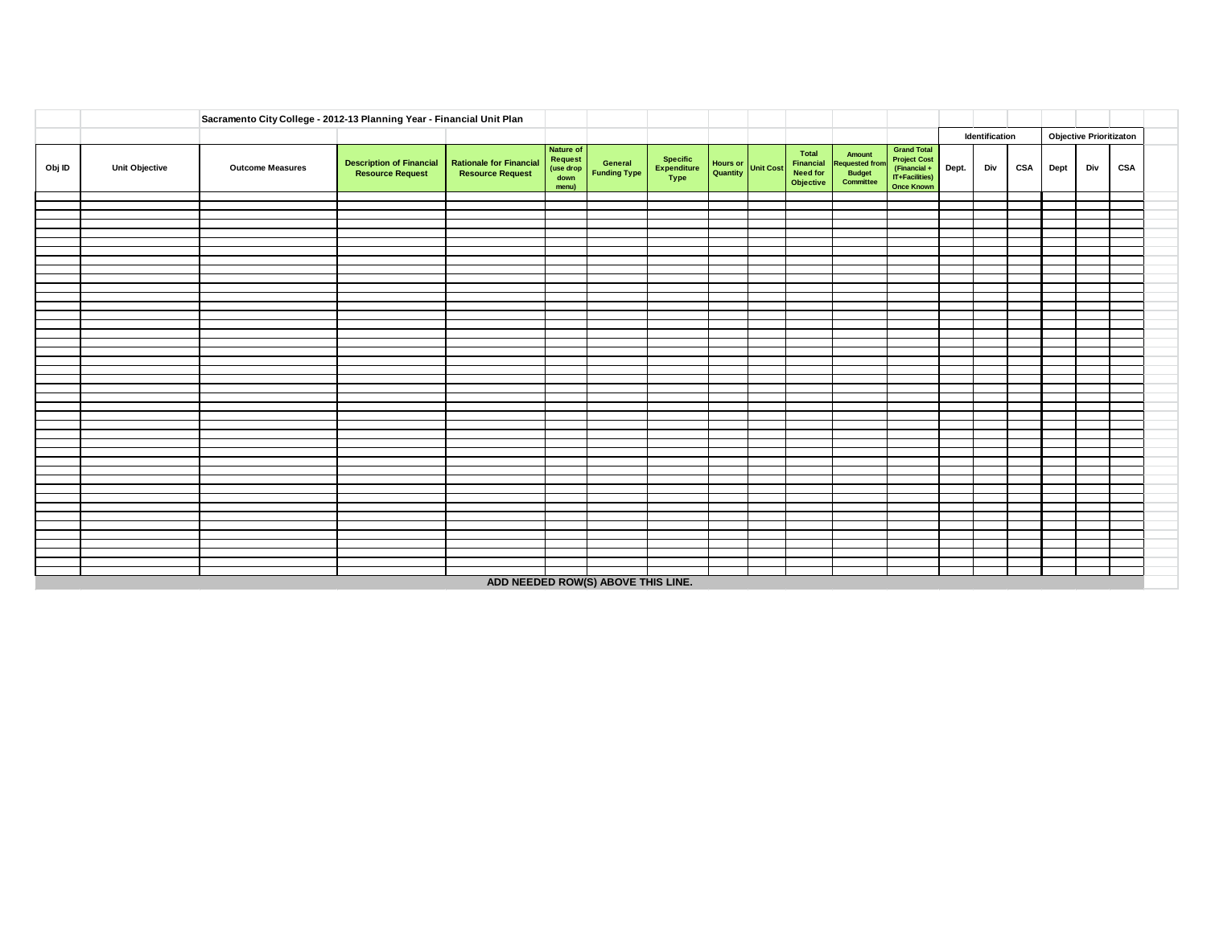Sacramento City College - 2012-13 Planning Year - Financial Unit Plan

| | | | | | | | | | | | | | Identification | | | Objective Prioritizaton | | |
|---|---|---|---|---|---|---|---|---|---|---|---|---|---|---|---|---|---|---|
| Obj ID | Unit Objective | Outcome Measures | Description of Financial Resource Request | Rationale for Financial Resource Request | Nature of Request (use drop down menu) | General Funding Type | Specific Expenditure Type | Hours or Quantity | Unit Cost | Total Financial Need for Objective | Amount Requested from Budget Committee | Grand Total Project Cost (Financial + IT+Facilities) Once Known | Dept. | Div | CSA | Dept | Div | CSA |
| | | | | | | | | | | | | | | | | | | |
| | | | | | | | | | | | | | | | | | | |
| | | | | | | | | | | | | | | | | | | |
| | | | | | | | | | | | | | | | | | | |
| | | | | | | | | | | | | | | | | | | |
| | | | | | | | | | | | | | | | | | | |
| | | | | | | | | | | | | | | | | | | |
| | | | | | | | | | | | | | | | | | | |
| | | | | | | | | | | | | | | | | | | |
| | | | | | | | | | | | | | | | | | | |

ADD NEEDED ROW(S) ABOVE THIS LINE.